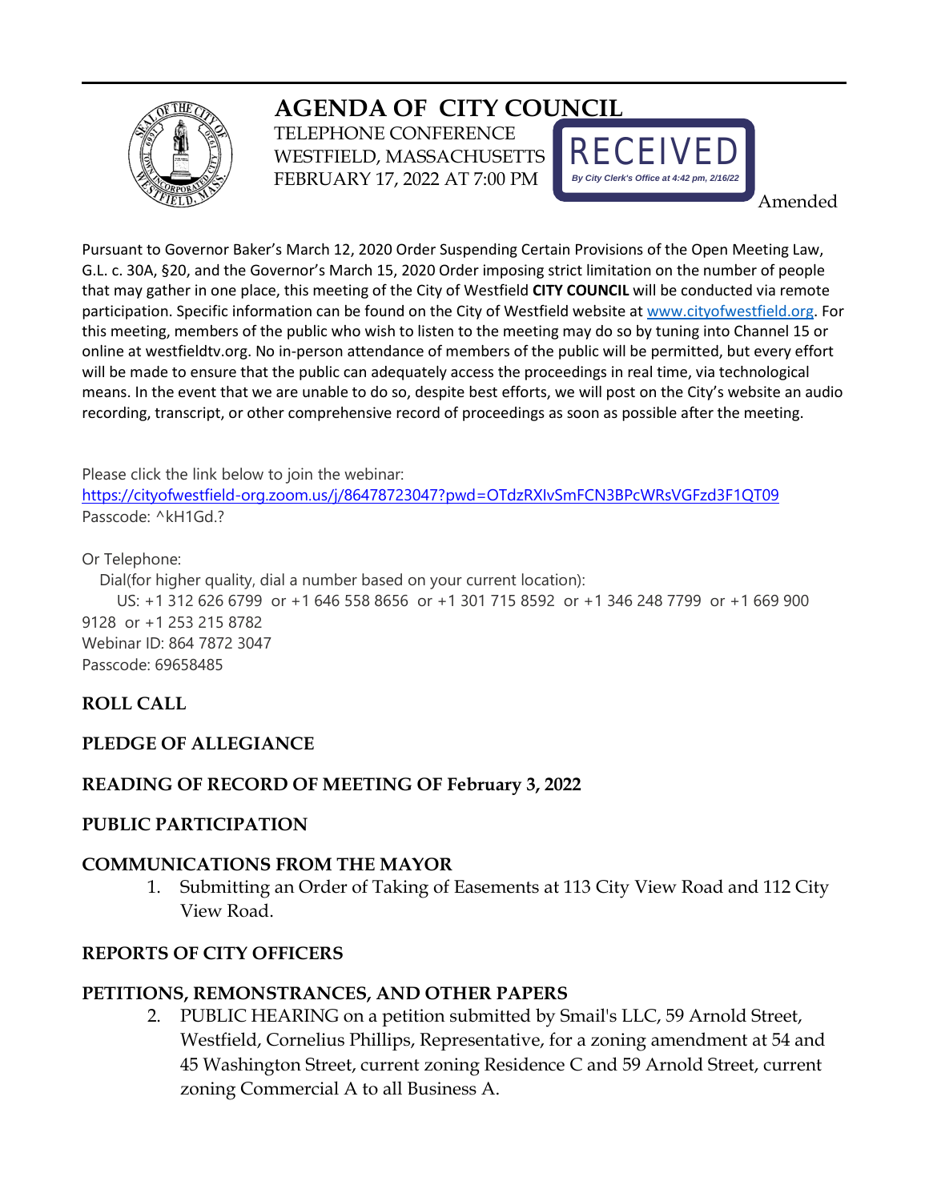# AGENDA OF CITY COUNCIL

TELEPHONE CONFERENCE
WESTFIELD, MASSACHUSETTS
FEBRUARY 17, 2022 AT 7:00 PM

RECEIVED
*By City Clerk's Office at 4:42 pm, 2/16/22*

Amended

Pursuant to Governor Baker's March 12, 2020 Order Suspending Certain Provisions of the Open Meeting Law, G.L. c. 30A, §20, and the Governor's March 15, 2020 Order imposing strict limitation on the number of people that may gather in one place, this meeting of the City of Westfield **CITY COUNCIL** will be conducted via remote participation. Specific information can be found on the City of Westfield website at [www.cityofwestfield.org](www.cityofwestfield.org). For this meeting, members of the public who wish to listen to the meeting may do so by tuning into Channel 15 or online at westfieldtv.org. No in-person attendance of members of the public will be permitted, but every effort will be made to ensure that the public can adequately access the proceedings in real time, via technological means. In the event that we are unable to do so, despite best efforts, we will post on the City's website an audio recording, transcript, or other comprehensive record of proceedings as soon as possible after the meeting.

Please click the link below to join the webinar:
[https://cityofwestfield-org.zoom.us/j/86478723047?pwd=OTdzRXIvSmFCN3BPcWRsVGFzd3F1QT09](https://cityofwestfield-org.zoom.us/j/86478723047?pwd=OTdzRXIvSmFCN3BPcWRsVGFzd3F1QT09)
Passcode: ^kH1Gd.?

Or Telephone:
Dial(for higher quality, dial a number based on your current location):
US: +1 312 626 6799 or +1 646 558 8656 or +1 301 715 8592 or +1 346 248 7799 or +1 669 900 9128 or +1 253 215 8782
Webinar ID: 864 7872 3047
Passcode: 69658485

## ROLL CALL

## PLEDGE OF ALLEGIANCE

## READING OF RECORD OF MEETING OF February 3, 2022

## PUBLIC PARTICIPATION

## COMMUNICATIONS FROM THE MAYOR

1. Submitting an Order of Taking of Easements at 113 City View Road and 112 City View Road.

## REPORTS OF CITY OFFICERS

## PETITIONS, REMONSTRANCES, AND OTHER PAPERS

2. PUBLIC HEARING on a petition submitted by Smail's LLC, 59 Arnold Street, Westfield, Cornelius Phillips, Representative, for a zoning amendment at 54 and 45 Washington Street, current zoning Residence C and 59 Arnold Street, current zoning Commercial A to all Business A.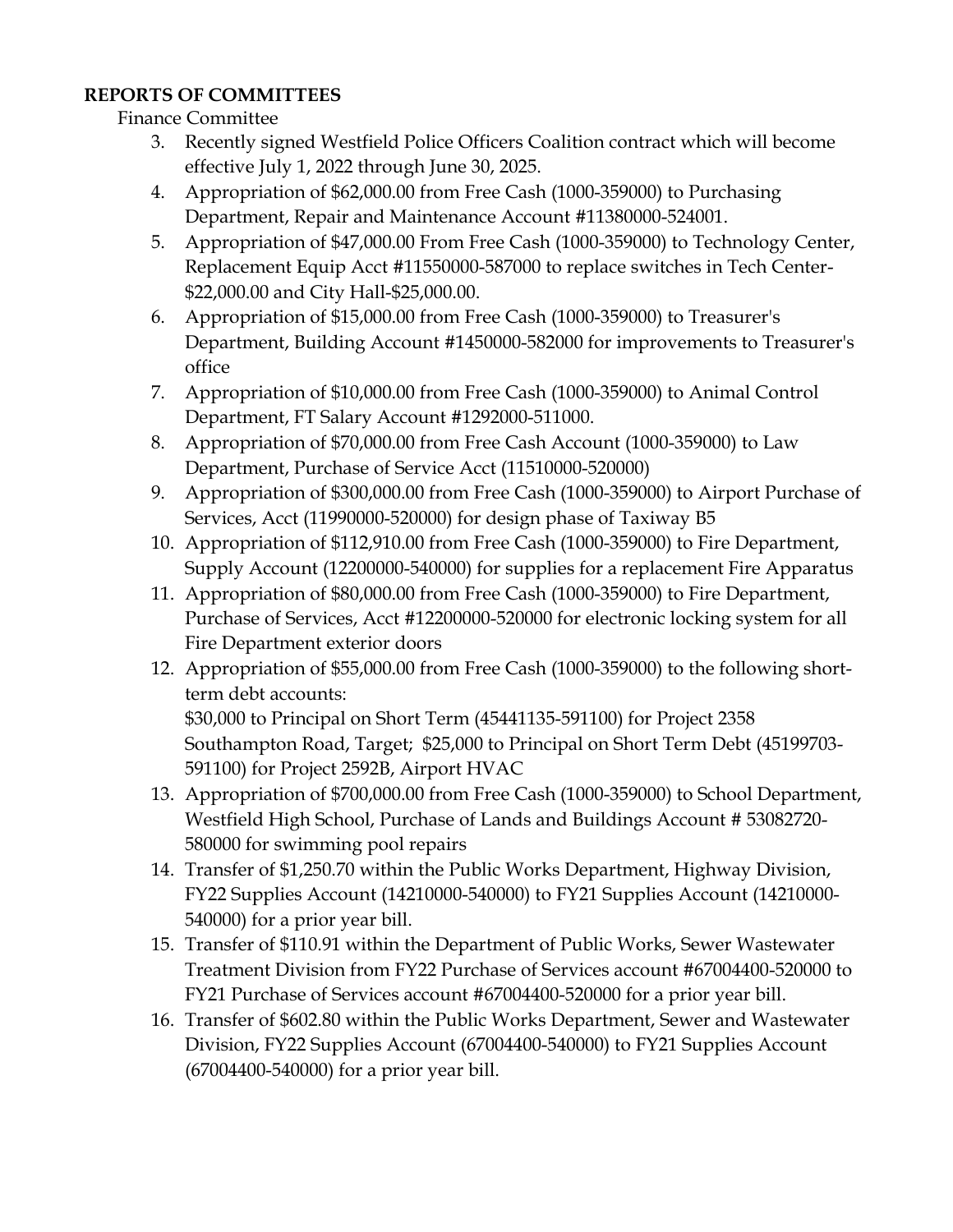**REPORTS OF COMMITTEES**

Finance Committee

3. Recently signed Westfield Police Officers Coalition contract which will become effective July 1, 2022 through June 30, 2025.
4. Appropriation of $62,000.00 from Free Cash (1000-359000) to Purchasing Department, Repair and Maintenance Account #11380000-524001.
5. Appropriation of $47,000.00 From Free Cash (1000-359000) to Technology Center, Replacement Equip Acct #11550000-587000 to replace switches in Tech Center-$22,000.00 and City Hall-$25,000.00.
6. Appropriation of $15,000.00 from Free Cash (1000-359000) to Treasurer's Department, Building Account #1450000-582000 for improvements to Treasurer's office
7. Appropriation of $10,000.00 from Free Cash (1000-359000) to Animal Control Department, FT Salary Account #1292000-511000.
8. Appropriation of $70,000.00 from Free Cash Account (1000-359000) to Law Department, Purchase of Service Acct (11510000-520000)
9. Appropriation of $300,000.00 from Free Cash (1000-359000) to Airport Purchase of Services, Acct (11990000-520000) for design phase of Taxiway B5
10. Appropriation of $112,910.00 from Free Cash (1000-359000) to Fire Department, Supply Account (12200000-540000) for supplies for a replacement Fire Apparatus
11. Appropriation of $80,000.00 from Free Cash (1000-359000) to Fire Department, Purchase of Services, Acct #12200000-520000 for electronic locking system for all Fire Department exterior doors
12. Appropriation of $55,000.00 from Free Cash (1000-359000) to the following short-term debt accounts:
    $30,000 to Principal on Short Term (45441135-591100) for Project 2358 Southampton Road, Target; $25,000 to Principal on Short Term Debt (45199703-591100) for Project 2592B, Airport HVAC
13. Appropriation of $700,000.00 from Free Cash (1000-359000) to School Department, Westfield High School, Purchase of Lands and Buildings Account # 53082720-580000 for swimming pool repairs
14. Transfer of $1,250.70 within the Public Works Department, Highway Division, FY22 Supplies Account (14210000-540000) to FY21 Supplies Account (14210000-540000) for a prior year bill.
15. Transfer of $110.91 within the Department of Public Works, Sewer Wastewater Treatment Division from FY22 Purchase of Services account #67004400-520000 to FY21 Purchase of Services account #67004400-520000 for a prior year bill.
16. Transfer of $602.80 within the Public Works Department, Sewer and Wastewater Division, FY22 Supplies Account (67004400-540000) to FY21 Supplies Account (67004400-540000) for a prior year bill.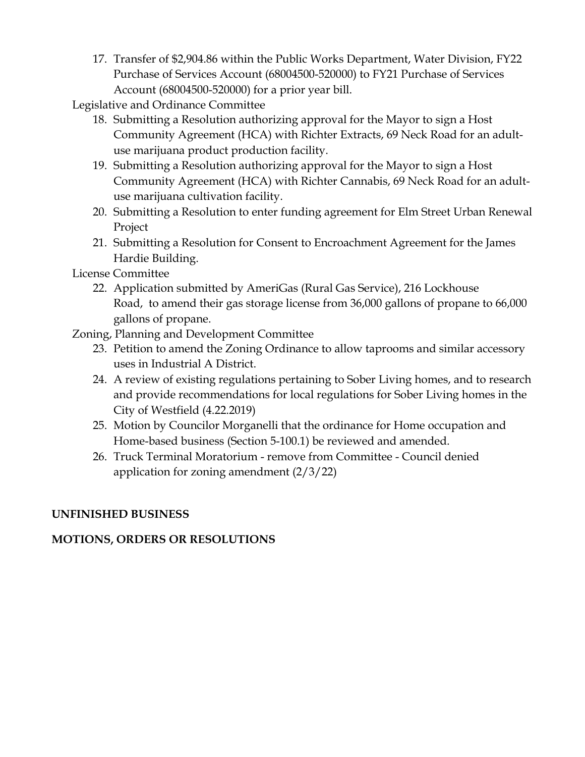17. Transfer of $2,904.86 within the Public Works Department, Water Division, FY22 Purchase of Services Account (68004500-520000) to FY21 Purchase of Services Account (68004500-520000) for a prior year bill.

Legislative and Ordinance Committee

18. Submitting a Resolution authorizing approval for the Mayor to sign a Host Community Agreement (HCA) with Richter Extracts, 69 Neck Road for an adult-use marijuana product production facility.
19. Submitting a Resolution authorizing approval for the Mayor to sign a Host Community Agreement (HCA) with Richter Cannabis, 69 Neck Road for an adult-use marijuana cultivation facility.
20. Submitting a Resolution to enter funding agreement for Elm Street Urban Renewal Project
21. Submitting a Resolution for Consent to Encroachment Agreement for the James Hardie Building.

License Committee

22. Application submitted by AmeriGas (Rural Gas Service), 216 Lockhouse Road, to amend their gas storage license from 36,000 gallons of propane to 66,000 gallons of propane.

Zoning, Planning and Development Committee

23. Petition to amend the Zoning Ordinance to allow taprooms and similar accessory uses in Industrial A District.
24. A review of existing regulations pertaining to Sober Living homes, and to research and provide recommendations for local regulations for Sober Living homes in the City of Westfield (4.22.2019)
25. Motion by Councilor Morganelli that the ordinance for Home occupation and Home-based business (Section 5-100.1) be reviewed and amended.
26. Truck Terminal Moratorium - remove from Committee - Council denied application for zoning amendment (2/3/22)

**UNFINISHED BUSINESS**

**MOTIONS, ORDERS OR RESOLUTIONS**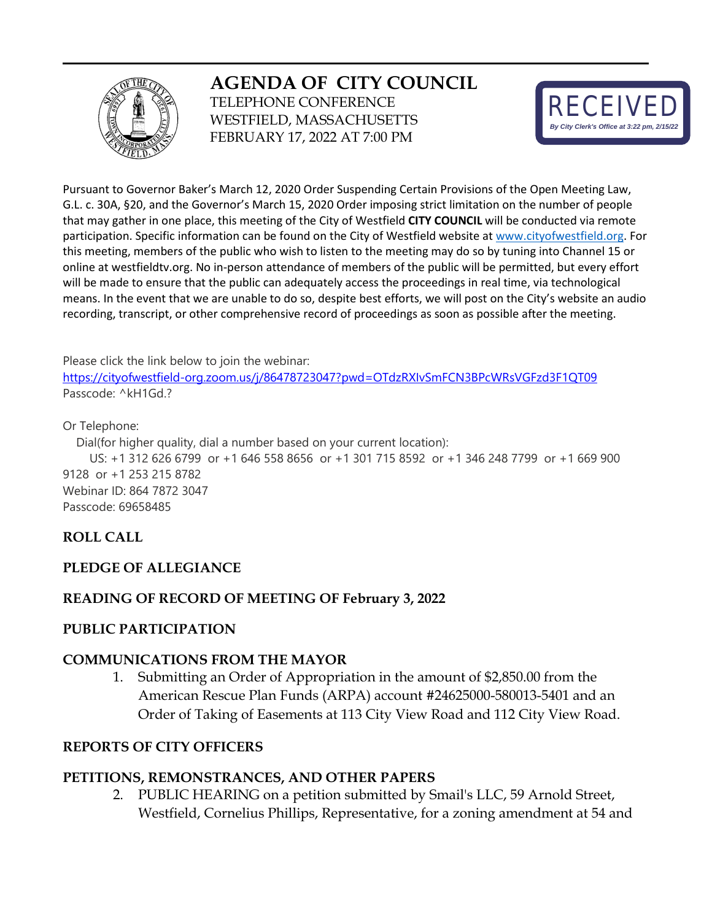# AGENDA OF CITY COUNCIL

TELEPHONE CONFERENCE
WESTFIELD, MASSACHUSETTS
FEBRUARY 17, 2022 AT 7:00 PM

RECEIVED
*By City Clerk's Office at 3:22 pm, 2/15/22*

Pursuant to Governor Baker's March 12, 2020 Order Suspending Certain Provisions of the Open Meeting Law, G.L. c. 30A, §20, and the Governor's March 15, 2020 Order imposing strict limitation on the number of people that may gather in one place, this meeting of the City of Westfield **CITY COUNCIL** will be conducted via remote participation. Specific information can be found on the City of Westfield website at [www.cityofwestfield.org](http://www.cityofwestfield.org). For this meeting, members of the public who wish to listen to the meeting may do so by tuning into Channel 15 or online at westfieldtv.org. No in-person attendance of members of the public will be permitted, but every effort will be made to ensure that the public can adequately access the proceedings in real time, via technological means. In the event that we are unable to do so, despite best efforts, we will post on the City's website an audio recording, transcript, or other comprehensive record of proceedings as soon as possible after the meeting.

Please click the link below to join the webinar:
https://cityofwestfield-org.zoom.us/j/86478723047?pwd=OTdzRXIvSmFCN3BPcWRsVGFzd3F1QT09
Passcode: ^kH1Gd.?

Or Telephone:
Dial(for higher quality, dial a number based on your current location):
US: +1 312 626 6799 or +1 646 558 8656 or +1 301 715 8592 or +1 346 248 7799 or +1 669 900 9128 or +1 253 215 8782
Webinar ID: 864 7872 3047
Passcode: 69658485

## ROLL CALL

## PLEDGE OF ALLEGIANCE

## READING OF RECORD OF MEETING OF February 3, 2022

## PUBLIC PARTICIPATION

## COMMUNICATIONS FROM THE MAYOR

1. Submitting an Order of Appropriation in the amount of $2,850.00 from the American Rescue Plan Funds (ARPA) account #24625000-580013-5401 and an Order of Taking of Easements at 113 City View Road and 112 City View Road.

## REPORTS OF CITY OFFICERS

## PETITIONS, REMONSTRANCES, AND OTHER PAPERS

2. PUBLIC HEARING on a petition submitted by Smail's LLC, 59 Arnold Street, Westfield, Cornelius Phillips, Representative, for a zoning amendment at 54 and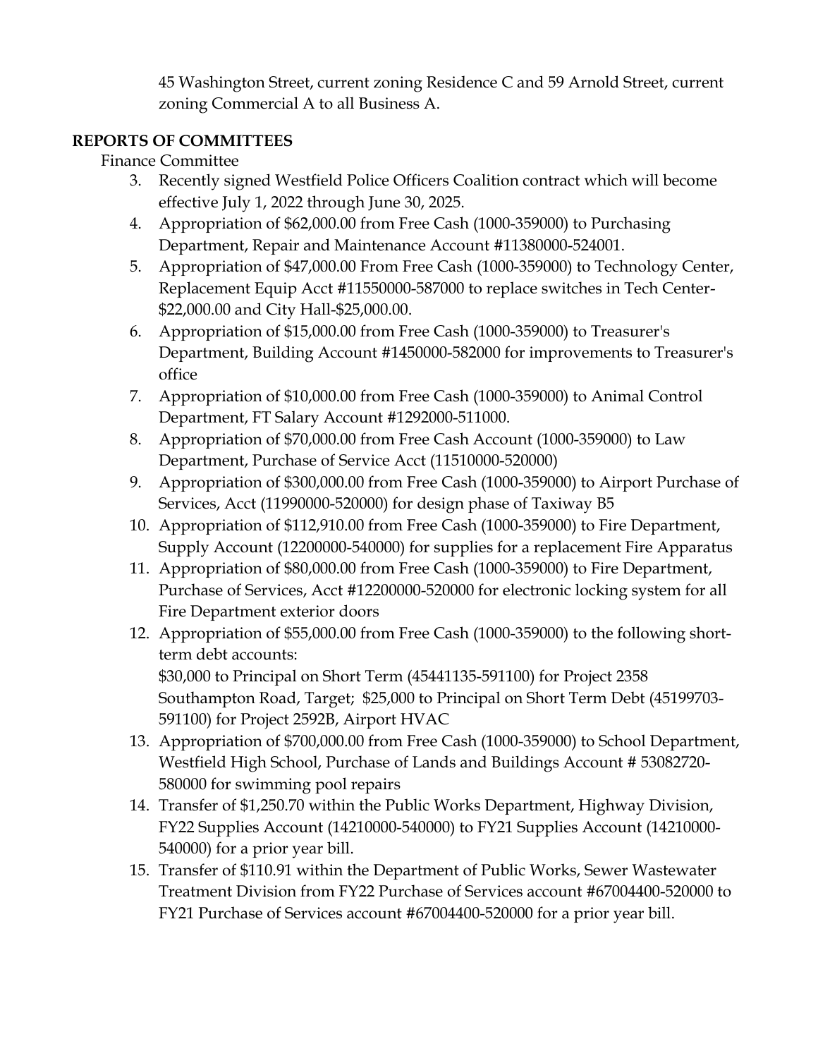45 Washington Street, current zoning Residence C and 59 Arnold Street, current zoning Commercial A to all Business A.

**REPORTS OF COMMITTEES**

Finance Committee

3. Recently signed Westfield Police Officers Coalition contract which will become effective July 1, 2022 through June 30, 2025.
4. Appropriation of $62,000.00 from Free Cash (1000-359000) to Purchasing Department, Repair and Maintenance Account #11380000-524001.
5. Appropriation of $47,000.00 From Free Cash (1000-359000) to Technology Center, Replacement Equip Acct #11550000-587000 to replace switches in Tech Center-$22,000.00 and City Hall-$25,000.00.
6. Appropriation of $15,000.00 from Free Cash (1000-359000) to Treasurer's Department, Building Account #1450000-582000 for improvements to Treasurer's office
7. Appropriation of $10,000.00 from Free Cash (1000-359000) to Animal Control Department, FT Salary Account #1292000-511000.
8. Appropriation of $70,000.00 from Free Cash Account (1000-359000) to Law Department, Purchase of Service Acct (11510000-520000)
9. Appropriation of $300,000.00 from Free Cash (1000-359000) to Airport Purchase of Services, Acct (11990000-520000) for design phase of Taxiway B5
10. Appropriation of $112,910.00 from Free Cash (1000-359000) to Fire Department, Supply Account (12200000-540000) for supplies for a replacement Fire Apparatus
11. Appropriation of $80,000.00 from Free Cash (1000-359000) to Fire Department, Purchase of Services, Acct #12200000-520000 for electronic locking system for all Fire Department exterior doors
12. Appropriation of $55,000.00 from Free Cash (1000-359000) to the following short-term debt accounts:
    $30,000 to Principal on Short Term (45441135-591100) for Project 2358 Southampton Road, Target; $25,000 to Principal on Short Term Debt (45199703-591100) for Project 2592B, Airport HVAC
13. Appropriation of $700,000.00 from Free Cash (1000-359000) to School Department, Westfield High School, Purchase of Lands and Buildings Account # 53082720-580000 for swimming pool repairs
14. Transfer of $1,250.70 within the Public Works Department, Highway Division, FY22 Supplies Account (14210000-540000) to FY21 Supplies Account (14210000-540000) for a prior year bill.
15. Transfer of $110.91 within the Department of Public Works, Sewer Wastewater Treatment Division from FY22 Purchase of Services account #67004400-520000 to FY21 Purchase of Services account #67004400-520000 for a prior year bill.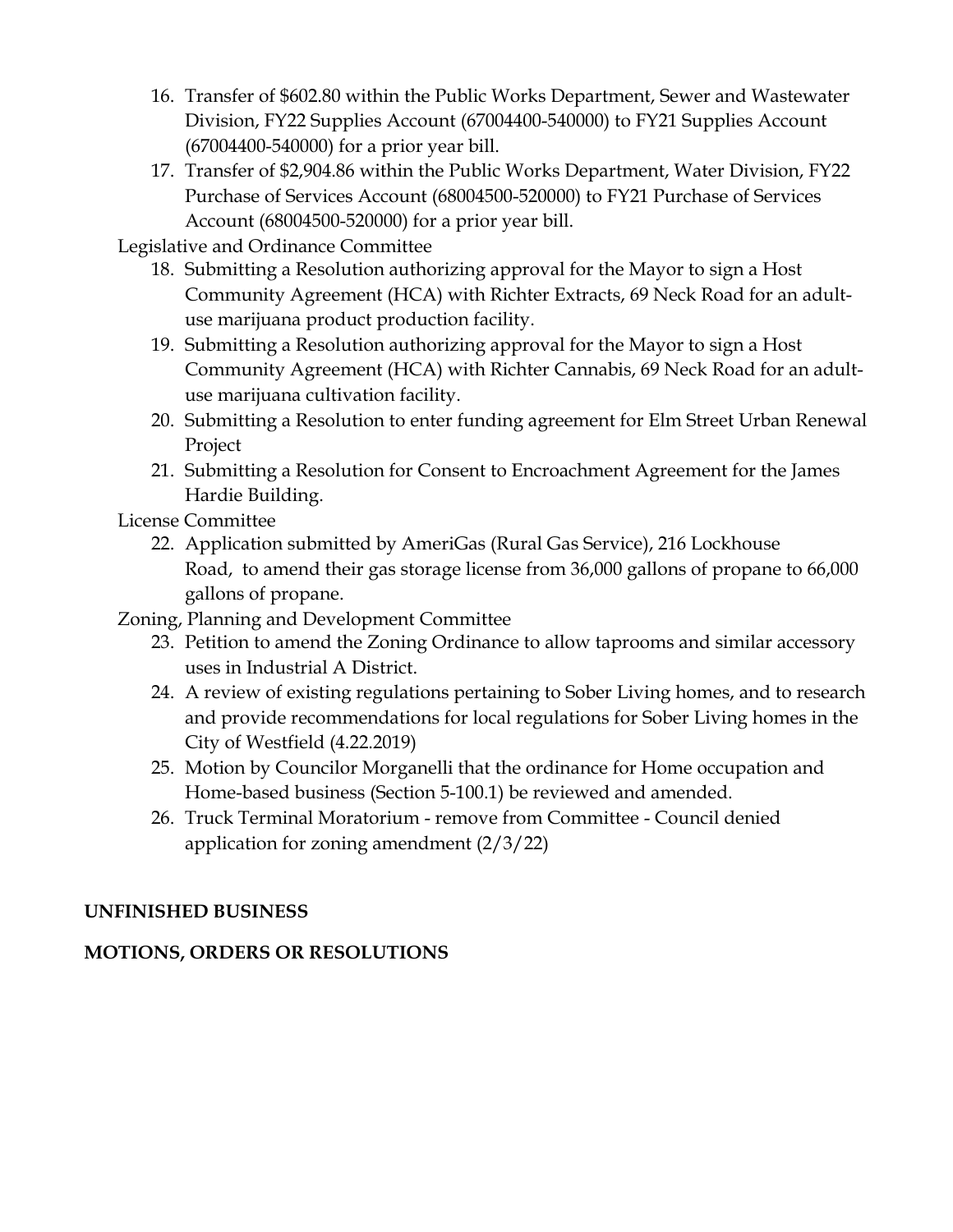16. Transfer of $602.80 within the Public Works Department, Sewer and Wastewater Division, FY22 Supplies Account (67004400-540000) to FY21 Supplies Account (67004400-540000) for a prior year bill.
17. Transfer of $2,904.86 within the Public Works Department, Water Division, FY22 Purchase of Services Account (68004500-520000) to FY21 Purchase of Services Account (68004500-520000) for a prior year bill.

Legislative and Ordinance Committee

18. Submitting a Resolution authorizing approval for the Mayor to sign a Host Community Agreement (HCA) with Richter Extracts, 69 Neck Road for an adult-use marijuana product production facility.
19. Submitting a Resolution authorizing approval for the Mayor to sign a Host Community Agreement (HCA) with Richter Cannabis, 69 Neck Road for an adult-use marijuana cultivation facility.
20. Submitting a Resolution to enter funding agreement for Elm Street Urban Renewal Project
21. Submitting a Resolution for Consent to Encroachment Agreement for the James Hardie Building.

License Committee

22. Application submitted by AmeriGas (Rural Gas Service), 216 Lockhouse Road, to amend their gas storage license from 36,000 gallons of propane to 66,000 gallons of propane.

Zoning, Planning and Development Committee

23. Petition to amend the Zoning Ordinance to allow taprooms and similar accessory uses in Industrial A District.
24. A review of existing regulations pertaining to Sober Living homes, and to research and provide recommendations for local regulations for Sober Living homes in the City of Westfield (4.22.2019)
25. Motion by Councilor Morganelli that the ordinance for Home occupation and Home-based business (Section 5-100.1) be reviewed and amended.
26. Truck Terminal Moratorium - remove from Committee - Council denied application for zoning amendment (2/3/22)

**UNFINISHED BUSINESS**

**MOTIONS, ORDERS OR RESOLUTIONS**